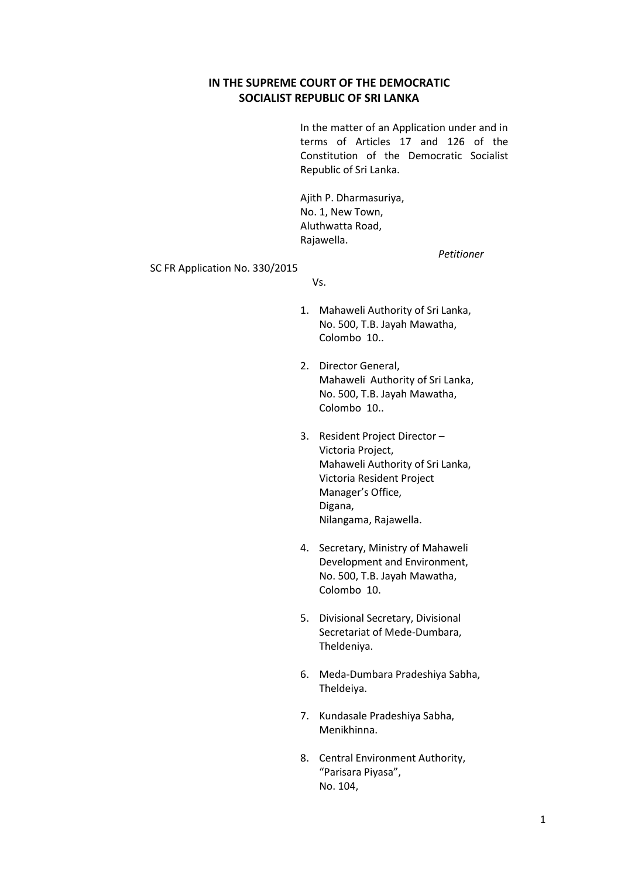**IN THE SUPREME COURT OF THE DEMOCRATIC SOCIALIST REPUBLIC OF SRI LANKA**

In the matter of an Application under and in terms of Articles 17 and 126 of the Constitution of the Democratic Socialist Republic of Sri Lanka.

Ajith P. Dharmasuriya,
No. 1, New Town,
Aluthwatta Road,
Rajawella.

*Petitioner*

SC FR Application No. 330/2015

Vs.

1. Mahaweli Authority of Sri Lanka,
   No. 500, T.B. Jayah Mawatha,
   Colombo 10..

2. Director General,
   Mahaweli Authority of Sri Lanka,
   No. 500, T.B. Jayah Mawatha,
   Colombo 10..

3. Resident Project Director –
   Victoria Project,
   Mahaweli Authority of Sri Lanka,
   Victoria Resident Project
   Manager's Office,
   Digana,
   Nilangama, Rajawella.

4. Secretary, Ministry of Mahaweli
   Development and Environment,
   No. 500, T.B. Jayah Mawatha,
   Colombo 10.

5. Divisional Secretary, Divisional
   Secretariat of Mede-Dumbara,
   Theldeniya.

6. Meda-Dumbara Pradeshiya Sabha,
   Theldeiya.

7. Kundasale Pradeshiya Sabha,
   Menikhinna.

8. Central Environment Authority,
   "Parisara Piyasa",
   No. 104,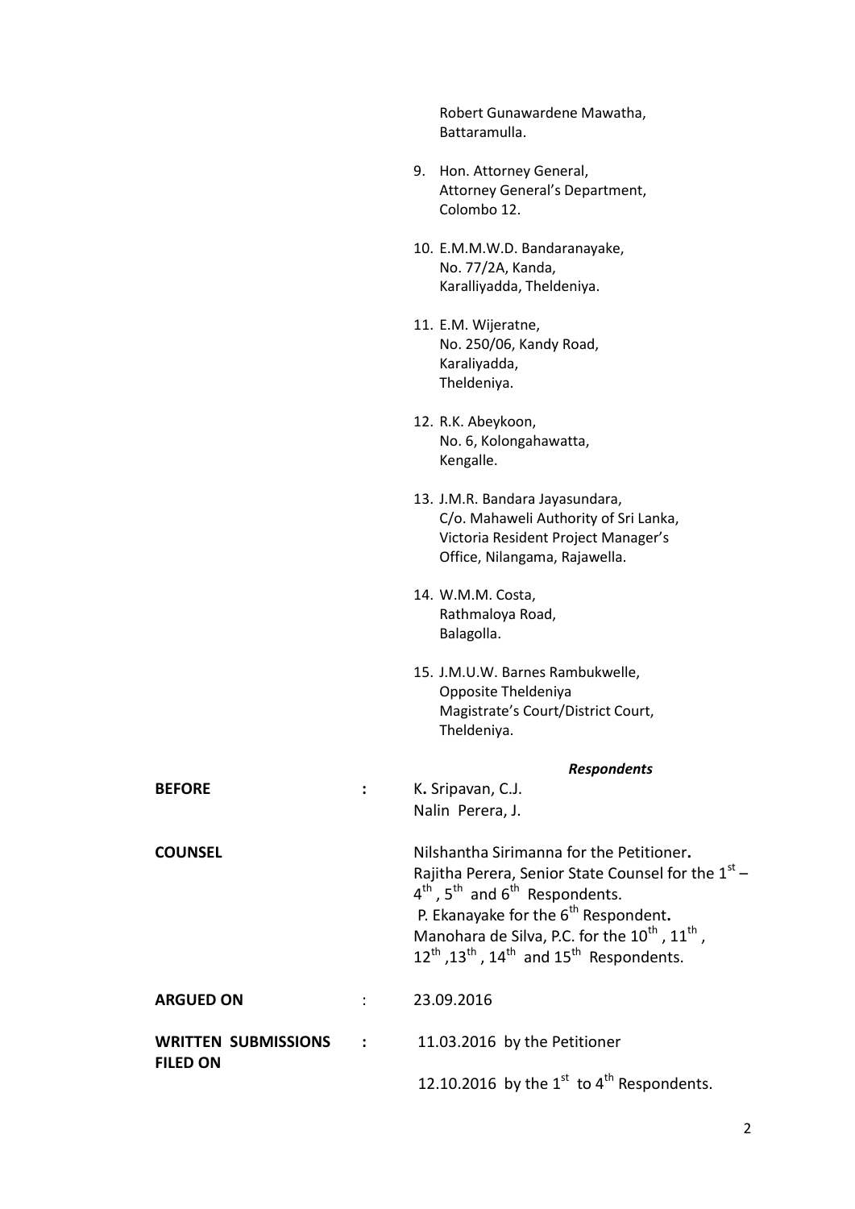Robert Gunawardene Mawatha,
Battaramulla.

9. Hon. Attorney General,
   Attorney General's Department,
   Colombo 12.

10. E.M.M.W.D. Bandaranayake,
    No. 77/2A, Kanda,
    Karalliyadda, Theldeniya.

11. E.M. Wijeratne,
    No. 250/06, Kandy Road,
    Karaliyadda,
    Theldeniya.

12. R.K. Abeykoon,
    No. 6, Kolongahawatta,
    Kengalle.

13. J.M.R. Bandara Jayasundara,
    C/o. Mahaweli Authority of Sri Lanka,
    Victoria Resident Project Manager's
    Office, Nilangama, Rajawella.

14. W.M.M. Costa,
    Rathmaloya Road,
    Balagolla.

15. J.M.U.W. Barnes Rambukwelle,
    Opposite Theldeniya
    Magistrate's Court/District Court,
    Theldeniya.

***Respondents***

**BEFORE** : K. Sripavan, C.J.
Nalin Perera, J.

**COUNSEL** Nilshantha Sirimanna for the Petitioner.
Rajitha Perera, Senior State Counsel for the 1st – 4th, 5th and 6th Respondents.
P. Ekanayake for the 6th Respondent.
Manohara de Silva, P.C. for the 10th, 11th, 12th, 13th, 14th and 15th Respondents.

**ARGUED ON** : 23.09.2016

**WRITTEN SUBMISSIONS FILED ON** : 11.03.2016 by the Petitioner

12.10.2016 by the 1st to 4th Respondents.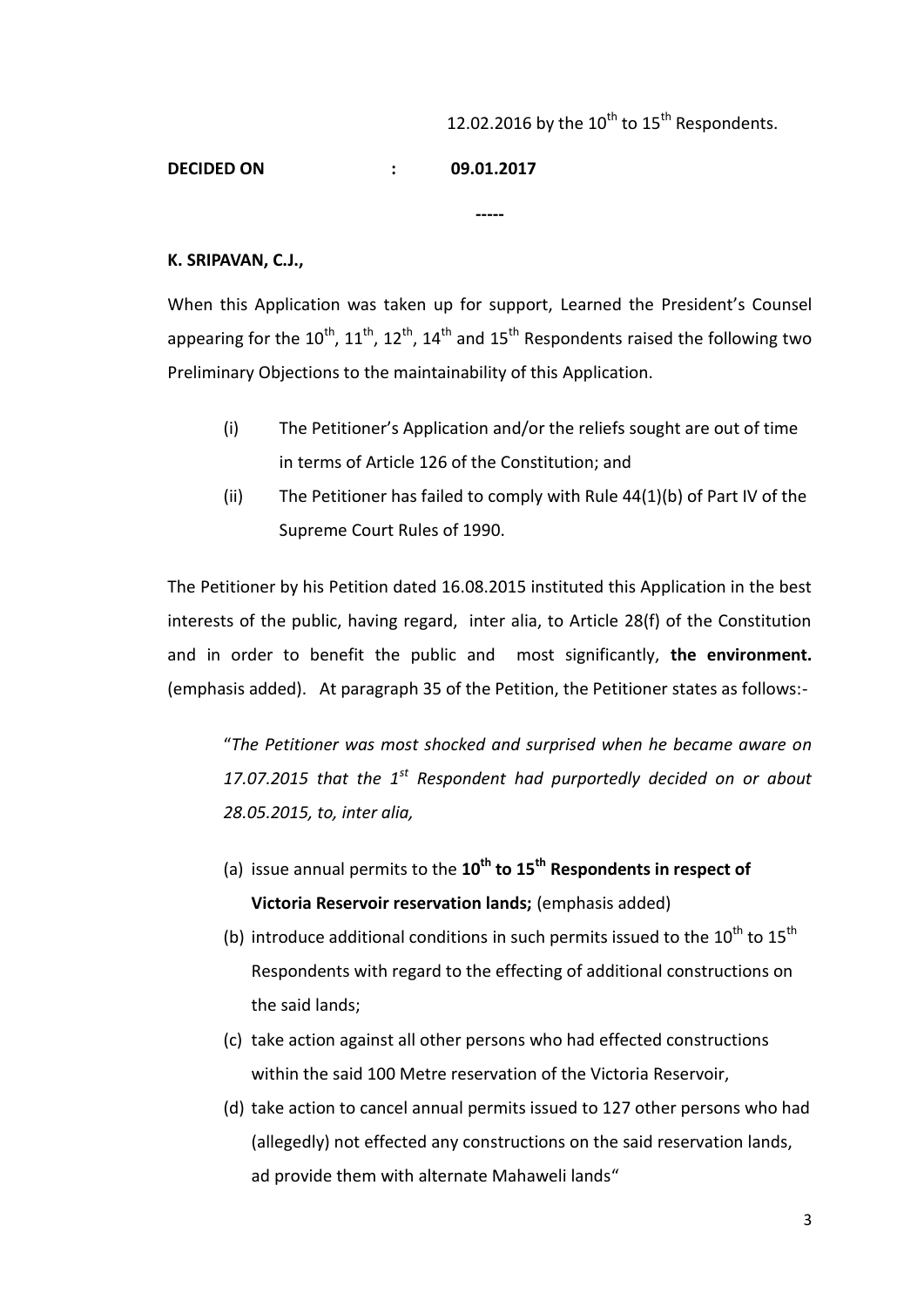12.02.2016 by the 10th to 15th Respondents.

**DECIDED ON : 09.01.2017**

-----

**K. SRIPAVAN, C.J.,**

When this Application was taken up for support, Learned the President's Counsel appearing for the 10th, 11th, 12th, 14th and 15th Respondents raised the following two Preliminary Objections to the maintainability of this Application.

(i) The Petitioner's Application and/or the reliefs sought are out of time in terms of Article 126 of the Constitution; and

(ii) The Petitioner has failed to comply with Rule 44(1)(b) of Part IV of the Supreme Court Rules of 1990.

The Petitioner by his Petition dated 16.08.2015 instituted this Application in the best interests of the public, having regard, inter alia, to Article 28(f) of the Constitution and in order to benefit the public and most significantly, **the environment.** (emphasis added). At paragraph 35 of the Petition, the Petitioner states as follows:-

"*The Petitioner was most shocked and surprised when he became aware on 17.07.2015 that the 1st Respondent had purportedly decided on or about 28.05.2015, to, inter alia,*

(a) issue annual permits to the **10th to 15th Respondents in respect of Victoria Reservoir reservation lands;** (emphasis added)

(b) introduce additional conditions in such permits issued to the 10th to 15th Respondents with regard to the effecting of additional constructions on the said lands;

(c) take action against all other persons who had effected constructions within the said 100 Metre reservation of the Victoria Reservoir,

(d) take action to cancel annual permits issued to 127 other persons who had (allegedly) not effected any constructions on the said reservation lands, ad provide them with alternate Mahaweli lands"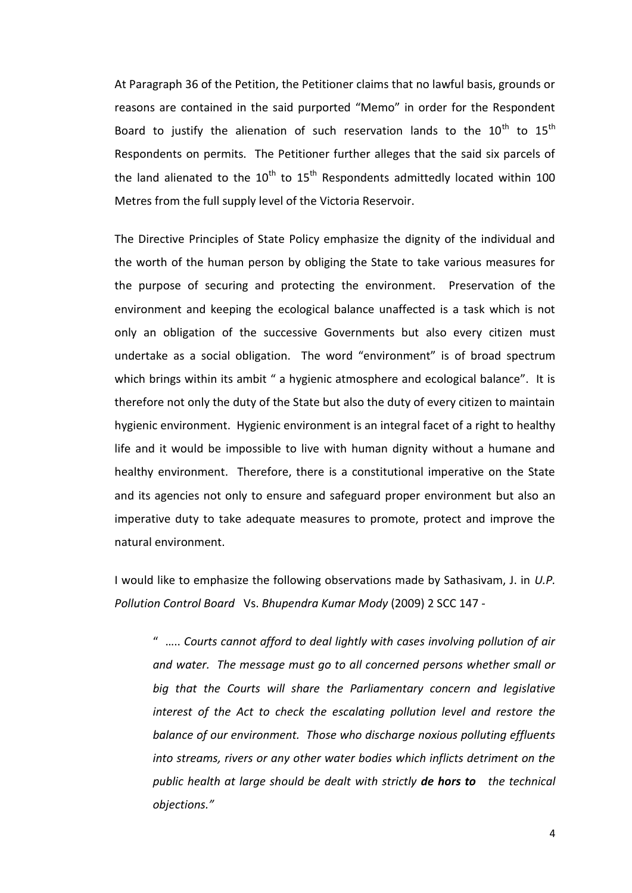At Paragraph 36 of the Petition, the Petitioner claims that no lawful basis, grounds or reasons are contained in the said purported "Memo" in order for the Respondent Board to justify the alienation of such reservation lands to the $10^{th}$ to $15^{th}$ Respondents on permits. The Petitioner further alleges that the said six parcels of the land alienated to the $10^{th}$ to $15^{th}$ Respondents admittedly located within 100 Metres from the full supply level of the Victoria Reservoir.

The Directive Principles of State Policy emphasize the dignity of the individual and the worth of the human person by obliging the State to take various measures for the purpose of securing and protecting the environment. Preservation of the environment and keeping the ecological balance unaffected is a task which is not only an obligation of the successive Governments but also every citizen must undertake as a social obligation. The word "environment" is of broad spectrum which brings within its ambit " a hygienic atmosphere and ecological balance". It is therefore not only the duty of the State but also the duty of every citizen to maintain hygienic environment. Hygienic environment is an integral facet of a right to healthy life and it would be impossible to live with human dignity without a humane and healthy environment. Therefore, there is a constitutional imperative on the State and its agencies not only to ensure and safeguard proper environment but also an imperative duty to take adequate measures to promote, protect and improve the natural environment.

I would like to emphasize the following observations made by Sathasivam, J. in *U.P. Pollution Control Board* Vs. *Bhupendra Kumar Mody* (2009) 2 SCC 147 -

> " ….. *Courts cannot afford to deal lightly with cases involving pollution of air and water. The message must go to all concerned persons whether small or big that the Courts will share the Parliamentary concern and legislative interest of the Act to check the escalating pollution level and restore the balance of our environment. Those who discharge noxious polluting effluents into streams, rivers or any other water bodies which inflicts detriment on the public health at large should be dealt with strictly* ***de hors to*** *the technical objections."*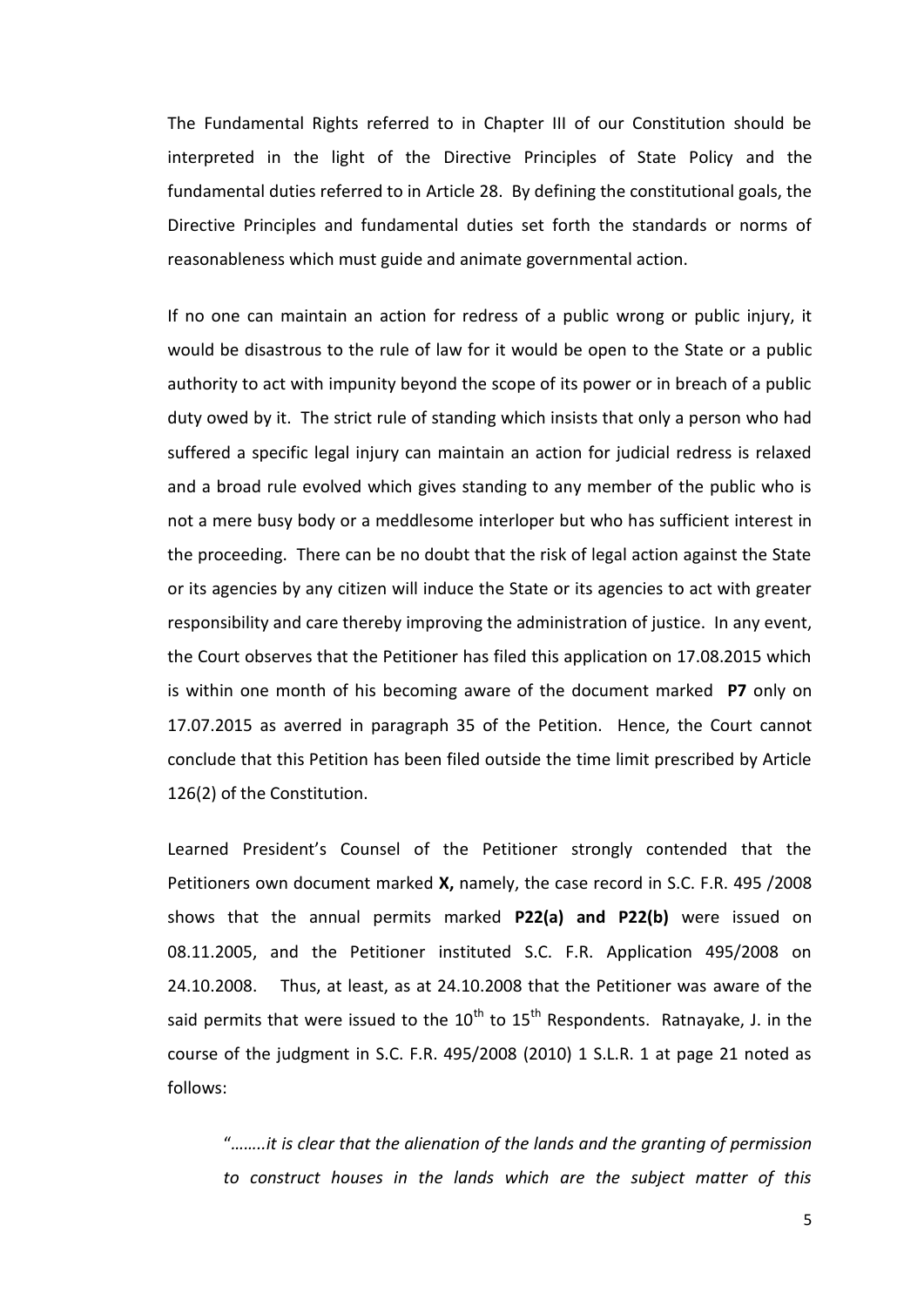The Fundamental Rights referred to in Chapter III of our Constitution should be interpreted in the light of the Directive Principles of State Policy and the fundamental duties referred to in Article 28. By defining the constitutional goals, the Directive Principles and fundamental duties set forth the standards or norms of reasonableness which must guide and animate governmental action.

If no one can maintain an action for redress of a public wrong or public injury, it would be disastrous to the rule of law for it would be open to the State or a public authority to act with impunity beyond the scope of its power or in breach of a public duty owed by it. The strict rule of standing which insists that only a person who had suffered a specific legal injury can maintain an action for judicial redress is relaxed and a broad rule evolved which gives standing to any member of the public who is not a mere busy body or a meddlesome interloper but who has sufficient interest in the proceeding. There can be no doubt that the risk of legal action against the State or its agencies by any citizen will induce the State or its agencies to act with greater responsibility and care thereby improving the administration of justice. In any event, the Court observes that the Petitioner has filed this application on 17.08.2015 which is within one month of his becoming aware of the document marked **P7** only on 17.07.2015 as averred in paragraph 35 of the Petition. Hence, the Court cannot conclude that this Petition has been filed outside the time limit prescribed by Article 126(2) of the Constitution.

Learned President's Counsel of the Petitioner strongly contended that the Petitioners own document marked **X,** namely, the case record in S.C. F.R. 495 /2008 shows that the annual permits marked **P22(a) and P22(b)** were issued on 08.11.2005, and the Petitioner instituted S.C. F.R. Application 495/2008 on 24.10.2008. Thus, at least, as at 24.10.2008 that the Petitioner was aware of the said permits that were issued to the 10th to 15th Respondents. Ratnayake, J. in the course of the judgment in S.C. F.R. 495/2008 (2010) 1 S.L.R. 1 at page 21 noted as follows:

"*……..it is clear that the alienation of the lands and the granting of permission to construct houses in the lands which are the subject matter of this*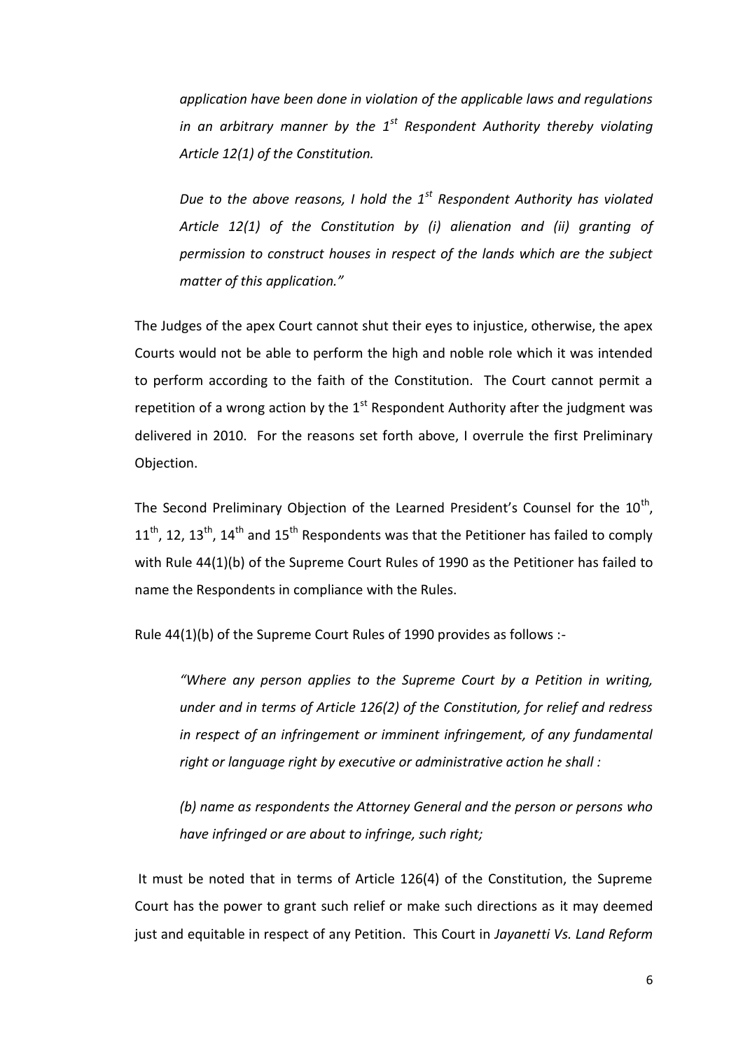*application have been done in violation of the applicable laws and regulations in an arbitrary manner by the 1st Respondent Authority thereby violating Article 12(1) of the Constitution.*

*Due to the above reasons, I hold the 1st Respondent Authority has violated Article 12(1) of the Constitution by (i) alienation and (ii) granting of permission to construct houses in respect of the lands which are the subject matter of this application."*

The Judges of the apex Court cannot shut their eyes to injustice, otherwise, the apex Courts would not be able to perform the high and noble role which it was intended to perform according to the faith of the Constitution. The Court cannot permit a repetition of a wrong action by the 1st Respondent Authority after the judgment was delivered in 2010. For the reasons set forth above, I overrule the first Preliminary Objection.

The Second Preliminary Objection of the Learned President's Counsel for the 10th, 11th, 12, 13th, 14th and 15th Respondents was that the Petitioner has failed to comply with Rule 44(1)(b) of the Supreme Court Rules of 1990 as the Petitioner has failed to name the Respondents in compliance with the Rules.

Rule 44(1)(b) of the Supreme Court Rules of 1990 provides as follows :-

*"Where any person applies to the Supreme Court by a Petition in writing, under and in terms of Article 126(2) of the Constitution, for relief and redress in respect of an infringement or imminent infringement, of any fundamental right or language right by executive or administrative action he shall :*

*(b) name as respondents the Attorney General and the person or persons who have infringed or are about to infringe, such right;*

It must be noted that in terms of Article 126(4) of the Constitution, the Supreme Court has the power to grant such relief or make such directions as it may deemed just and equitable in respect of any Petition. This Court in *Jayanetti Vs. Land Reform*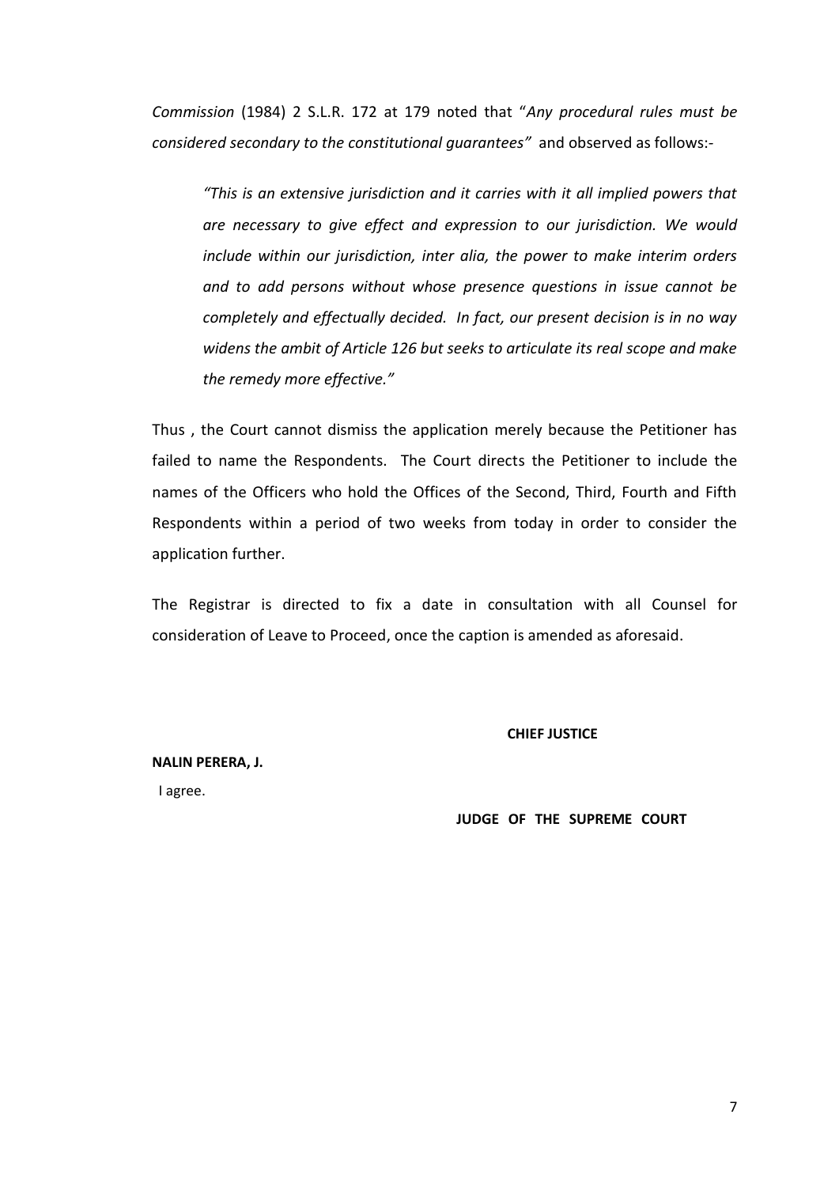*Commission* (1984) 2 S.L.R. 172 at 179 noted that "*Any procedural rules must be considered secondary to the constitutional guarantees*" and observed as follows:-

> *"This is an extensive jurisdiction and it carries with it all implied powers that are necessary to give effect and expression to our jurisdiction. We would include within our jurisdiction, inter alia, the power to make interim orders and to add persons without whose presence questions in issue cannot be completely and effectually decided. In fact, our present decision is in no way widens the ambit of Article 126 but seeks to articulate its real scope and make the remedy more effective."*

Thus , the Court cannot dismiss the application merely because the Petitioner has failed to name the Respondents. The Court directs the Petitioner to include the names of the Officers who hold the Offices of the Second, Third, Fourth and Fifth Respondents within a period of two weeks from today in order to consider the application further.

The Registrar is directed to fix a date in consultation with all Counsel for consideration of Leave to Proceed, once the caption is amended as aforesaid.

**CHIEF JUSTICE**

**NALIN PERERA, J.**

I agree.

**JUDGE OF THE SUPREME COURT**